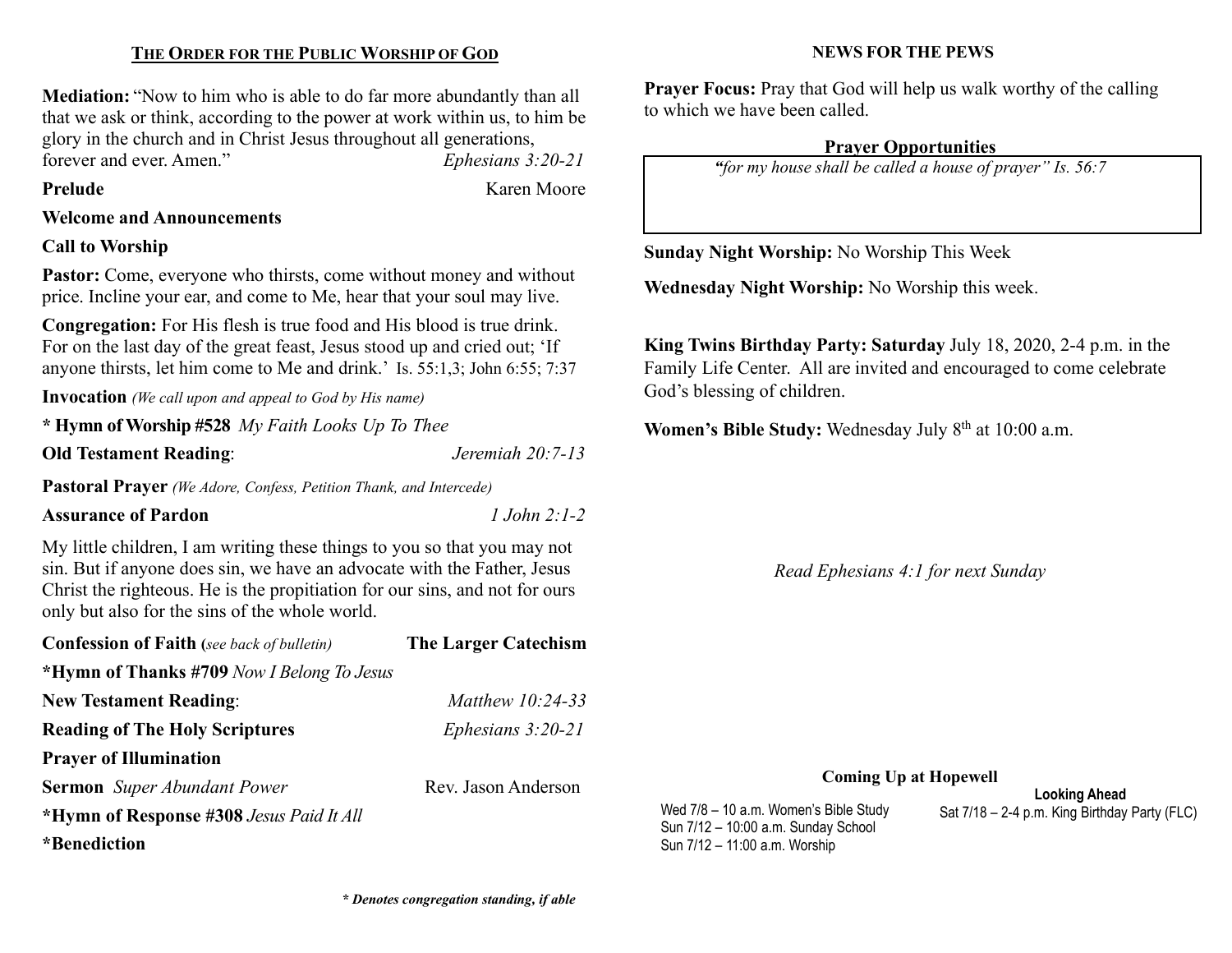## THE ORDER FOR THE PUBLIC WORSHIP OF GOD

**Mediation:** "Now to him who is able to do far more abundantly than all that we ask or think, according to the power at work within us, to him be glory in the church and in Christ Jesus throughout all generations, forever and ever. Amen." *Ephesians 3:20-21*

**Prelude** Karen Moore

**Welcome and Announcements**

**Call to Worship**

**Pastor:** Come, everyone who thirsts, come without money and without price. Incline your ear, and come to Me, hear that your soul may live.

**Congregation:** For His flesh is true food and His blood is true drink. For on the last day of the great feast, Jesus stood up and cried out; 'If anyone thirsts, let him come to Me and drink.' Is. 55:1,3; John 6:55; 7:37

**Invocation** *(We call upon and appeal to God by His name)*

**\* Hymn of Worship #528** *My Faith Looks Up To Thee*

**Old Testament Reading**: *Jeremiah 20:7-13*

**Pastoral Prayer** *(We Adore, Confess, Petition Thank, and Intercede)*

**Assurance of Pardon** *1 John 2:1-2*

My little children, I am writing these things to you so that you may not sin. But if anyone does sin, we have an advocate with the Father, Jesus Christ the righteous. He is the propitiation for our sins, and not for ours only but also for the sins of the whole world.

**Confession of Faith (***see back of bulletin)* **The Larger Catechism**

**\*Hymn of Thanks #709** *Now I Belong To Jesus*

**New Testament Reading**: *Matthew 10:24-33*

**Reading of The Holy Scriptures** *Ephesians 3:20-21*

**Prayer of Illumination**

**Sermon** *Super Abundant Power* Rev. Jason Anderson

**\*Hymn of Response #308** *Jesus Paid It All*

**\*Benediction**

***\* Denotes congregation standing, if able***

## NEWS FOR THE PEWS

**Prayer Focus:** Pray that God will help us walk worthy of the calling to which we have been called.

### Prayer Opportunities

*"for my house shall be called a house of prayer" Is. 56:7*

**Sunday Night Worship:** No Worship This Week

**Wednesday Night Worship:** No Worship this week.

**King Twins Birthday Party: Saturday** July 18, 2020, 2-4 p.m. in the Family Life Center. All are invited and encouraged to come celebrate God's blessing of children.

**Women's Bible Study:** Wednesday July 8th at 10:00 a.m.

*Read Ephesians 4:1 for next Sunday*

### Coming Up at Hopewell

Wed 7/8 – 10 a.m. Women's Bible Study
Sun 7/12 – 10:00 a.m. Sunday School
Sun 7/12 – 11:00 a.m. Worship

**Looking Ahead**

Sat 7/18 – 2-4 p.m. King Birthday Party (FLC)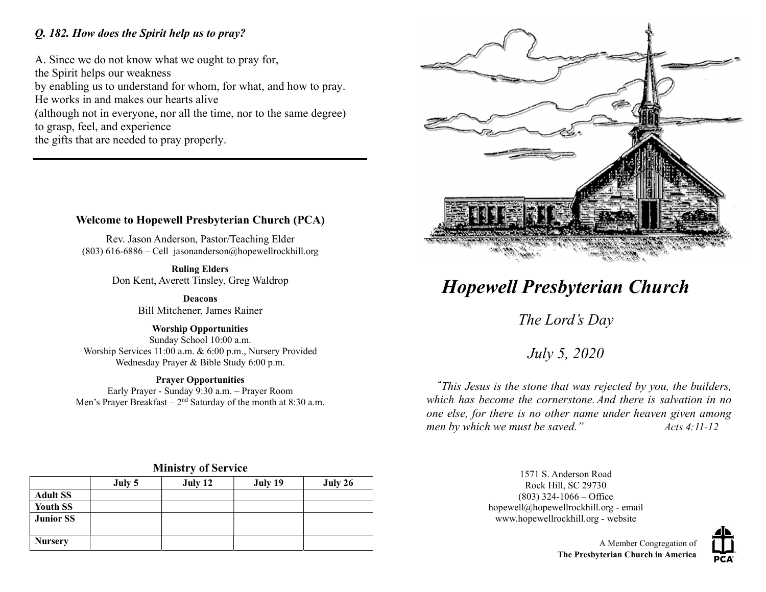*Q. 182. How does the Spirit help us to pray?*

A. Since we do not know what we ought to pray for,
the Spirit helps our weakness
by enabling us to understand for whom, for what, and how to pray.
He works in and makes our hearts alive
(although not in everyone, nor all the time, nor to the same degree)
to grasp, feel, and experience
the gifts that are needed to pray properly.

---

**Welcome to Hopewell Presbyterian Church (PCA)**

Rev. Jason Anderson, Pastor/Teaching Elder
(803) 616-6886 – Cell jasonanderson@hopewellrockhill.org

**Ruling Elders**
Don Kent, Averett Tinsley, Greg Waldrop

**Deacons**
Bill Mitchener, James Rainer

**Worship Opportunities**
Sunday School 10:00 a.m.
Worship Services 11:00 a.m. & 6:00 p.m., Nursery Provided
Wednesday Prayer & Bible Study 6:00 p.m.

**Prayer Opportunities**
Early Prayer - Sunday 9:30 a.m. – Prayer Room
Men's Prayer Breakfast – 2nd Saturday of the month at 8:30 a.m.

**Ministry of Service**

| | July 5 | July 12 | July 19 | July 26 |
|---|---|---|---|---|
| **Adult SS** | | | | |
| **Youth SS** | | | | |
| **Junior SS** | | | | |
| **Nursery** | | | | |

# *Hopewell Presbyterian Church*

*The Lord's Day*

*July 5, 2020*

*"This Jesus is the stone that was rejected by you, the builders, which has become the cornerstone. And there is salvation in no one else, for there is no other name under heaven given among men by which we must be saved."* *Acts 4:11-12*

1571 S. Anderson Road
Rock Hill, SC 29730
(803) 324-1066 – Office
hopewell@hopewellrockhill.org - email
www.hopewellrockhill.org - website

A Member Congregation of
**The Presbyterian Church in America**